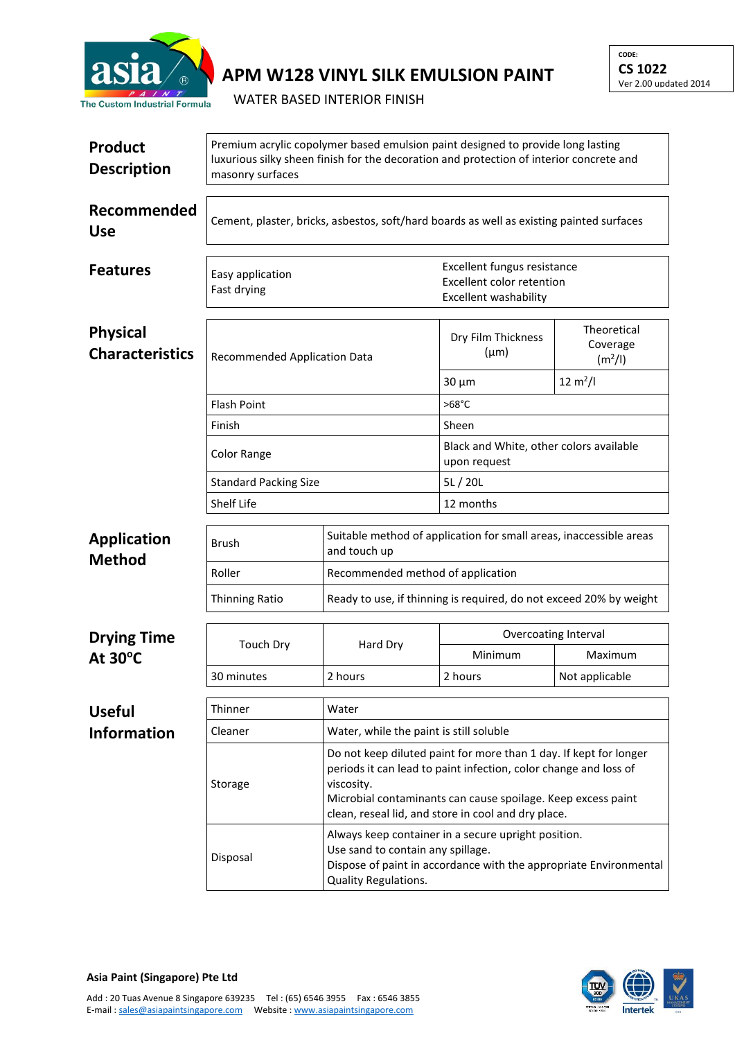# APM W128 VINYL SILK EMULSION PAINT

WATER BASED INTERIOR FINISH

CODE:
**CS 1022**
Ver 2.00 updated 2014

## Product Description

Premium acrylic copolymer based emulsion paint designed to provide long lasting luxurious silky sheen finish for the decoration and protection of interior concrete and masonry surfaces

## Recommended Use

Cement, plaster, bricks, asbestos, soft/hard boards as well as existing painted surfaces

## Features

- Easy application
- Fast drying
- Excellent fungus resistance
- Excellent color retention
- Excellent washability

## Physical Characteristics

| Recommended Application Data | Dry Film Thickness (µm) | Theoretical Coverage ($m^2$/l) |
|---|---|---|
| | 30 µm | 12 $m^2$/l |
| Flash Point | >68°C | |
| Finish | Sheen | |
| Color Range | Black and White, other colors available upon request | |
| Standard Packing Size | 5L / 20L | |
| Shelf Life | 12 months | |

## Application Method

| | |
|---|---|
| Brush | Suitable method of application for small areas, inaccessible areas and touch up |
| Roller | Recommended method of application |
| Thinning Ratio | Ready to use, if thinning is required, do not exceed 20% by weight |

## Drying Time At 30°C

| Touch Dry | Hard Dry | Overcoating Interval | |
|---|---|---|---|
| | | Minimum | Maximum |
| 30 minutes | 2 hours | 2 hours | Not applicable |

## Useful Information

| | |
|---|---|
| Thinner | Water |
| Cleaner | Water, while the paint is still soluble |
| Storage | Do not keep diluted paint for more than 1 day. If kept for longer periods it can lead to paint infection, color change and loss of viscosity.<br>Microbial contaminants can cause spoilage. Keep excess paint clean, reseal lid, and store in cool and dry place. |
| Disposal | Always keep container in a secure upright position.<br>Use sand to contain any spillage.<br>Dispose of paint in accordance with the appropriate Environmental Quality Regulations. |

**Asia Paint (Singapore) Pte Ltd**

Add : 20 Tuas Avenue 8 Singapore 639235 Tel : (65) 6546 3955 Fax : 6546 3855
E-mail : sales@asiapaintsingapore.com Website : www.asiapaintsingapore.com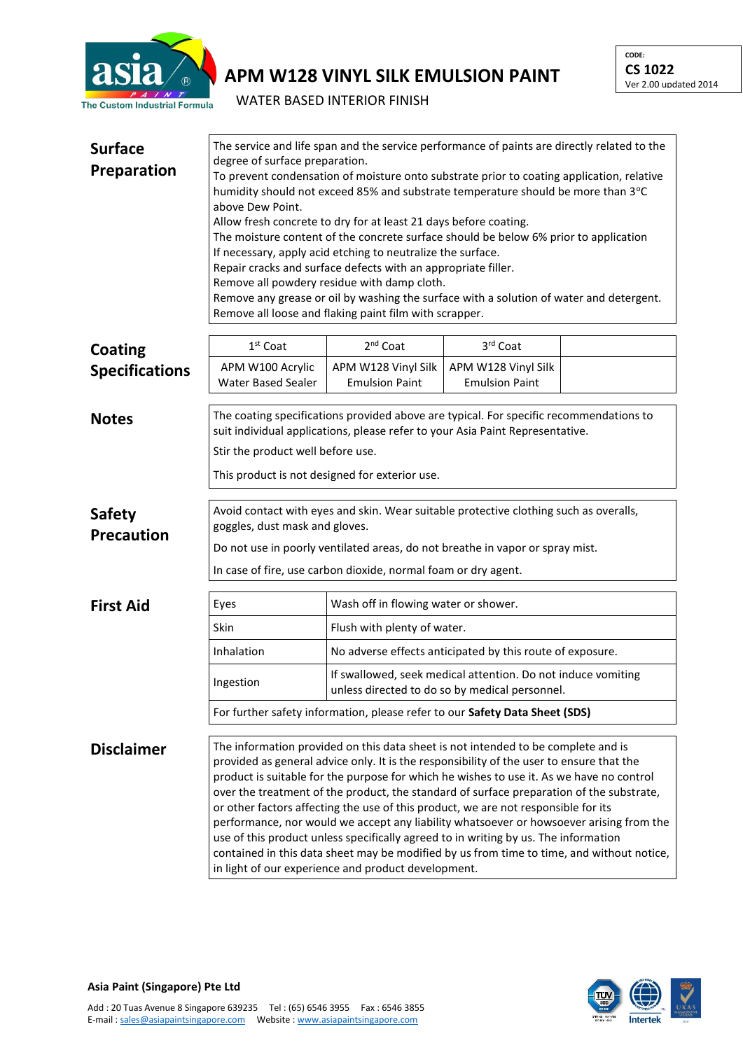# APM W128 VINYL SILK EMULSION PAINT

WATER BASED INTERIOR FINISH

CODE:
**CS 1022**
Ver 2.00 updated 2014

## Surface Preparation

The service and life span and the service performance of paints are directly related to the degree of surface preparation.
To prevent condensation of moisture onto substrate prior to coating application, relative humidity should not exceed 85% and substrate temperature should be more than 3$^{o}$C above Dew Point.
Allow fresh concrete to dry for at least 21 days before coating.
The moisture content of the concrete surface should be below 6% prior to application
If necessary, apply acid etching to neutralize the surface.
Repair cracks and surface defects with an appropriate filler.
Remove all powdery residue with damp cloth.
Remove any grease or oil by washing the surface with a solution of water and detergent.
Remove all loose and flaking paint film with scrapper.

## Coating Specifications

| 1st Coat | 2nd Coat | 3rd Coat | |
|---|---|---|---|
| APM W100 Acrylic Water Based Sealer | APM W128 Vinyl Silk Emulsion Paint | APM W128 Vinyl Silk Emulsion Paint | |

## Notes

The coating specifications provided above are typical. For specific recommendations to suit individual applications, please refer to your Asia Paint Representative.

Stir the product well before use.

This product is not designed for exterior use.

## Safety Precaution

Avoid contact with eyes and skin. Wear suitable protective clothing such as overalls, goggles, dust mask and gloves.

Do not use in poorly ventilated areas, do not breathe in vapor or spray mist.

In case of fire, use carbon dioxide, normal foam or dry agent.

## First Aid

| | |
|---|---|
| Eyes | Wash off in flowing water or shower. |
| Skin | Flush with plenty of water. |
| Inhalation | No adverse effects anticipated by this route of exposure. |
| Ingestion | If swallowed, seek medical attention. Do not induce vomiting unless directed to do so by medical personnel. |
| For further safety information, please refer to our **Safety Data Sheet (SDS)** | |

## Disclaimer

The information provided on this data sheet is not intended to be complete and is provided as general advice only. It is the responsibility of the user to ensure that the product is suitable for the purpose for which he wishes to use it. As we have no control over the treatment of the product, the standard of surface preparation of the substrate, or other factors affecting the use of this product, we are not responsible for its performance, nor would we accept any liability whatsoever or howsoever arising from the use of this product unless specifically agreed to in writing by us. The information contained in this data sheet may be modified by us from time to time, and without notice, in light of our experience and product development.

**Asia Paint (Singapore) Pte Ltd**

Add : 20 Tuas Avenue 8 Singapore 639235 Tel : (65) 6546 3955 Fax : 6546 3855
E-mail : sales@asiapaintsingapore.com Website : www.asiapaintsingapore.com